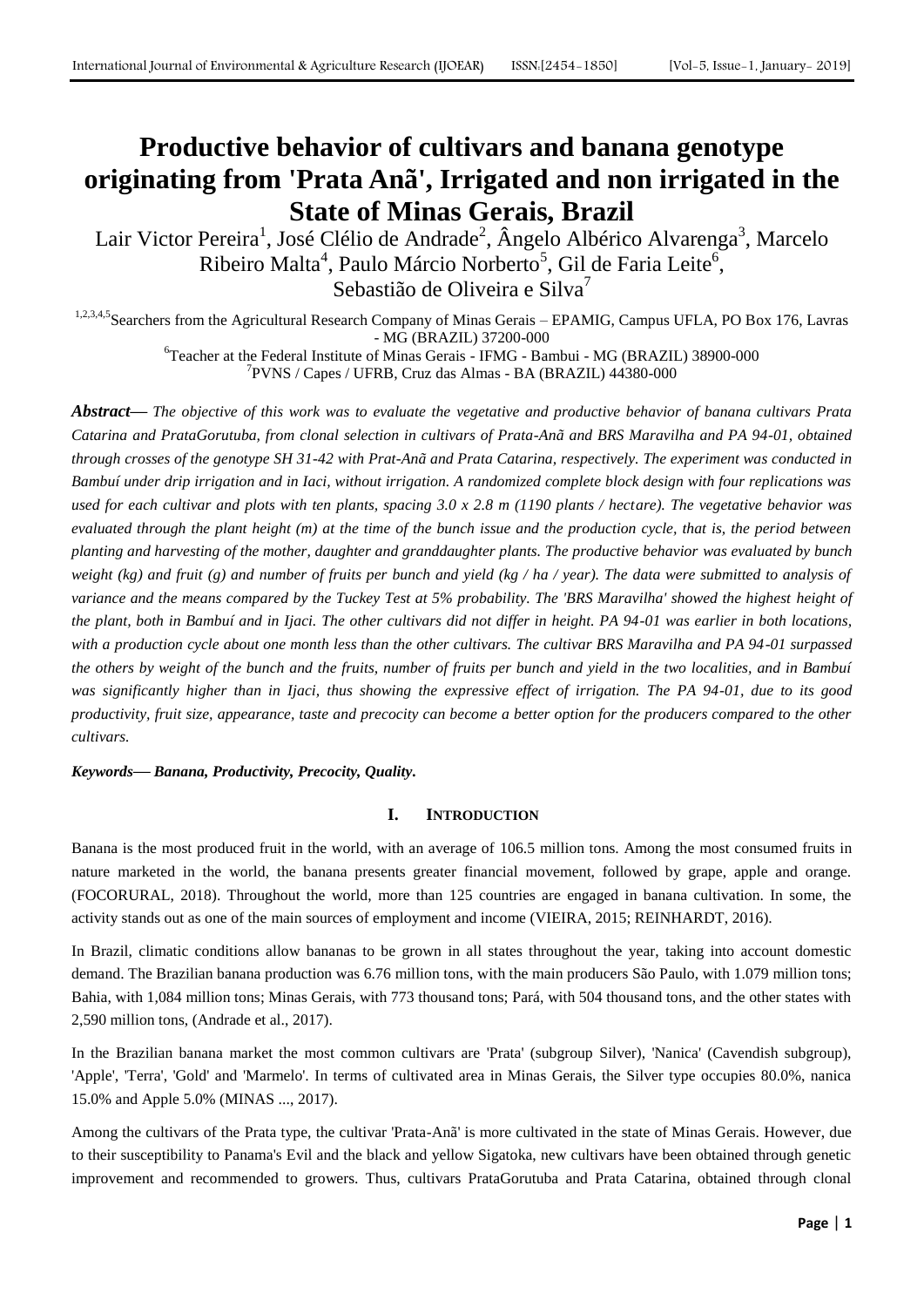# Productive behavior of cultivars and banana genotype originating from 'Prata Anã', Irrigated and non irrigated in the State of Minas Gerais, Brazil

Lair Victor Pereira[1], José Clélio de Andrade[2], Ângelo Albérico Alvarenga[3], Marcelo Ribeiro Malta[4], Paulo Márcio Norberto[5], Gil de Faria Leite[6], Sebastião de Oliveira e Silva[7]

[1,2,3,4,5]Searchers from the Agricultural Research Company of Minas Gerais – EPAMIG, Campus UFLA, PO Box 176, Lavras - MG (BRAZIL) 37200-000

[6]Teacher at the Federal Institute of Minas Gerais - IFMG - Bambui - MG (BRAZIL) 38900-000

[7]PVNS / Capes / UFRB, Cruz das Almas - BA (BRAZIL) 44380-000

***Abstract*— *The objective of this work was to evaluate the vegetative and productive behavior of banana cultivars Prata Catarina and PrataGorutuba, from clonal selection in cultivars of Prata-Anã and BRS Maravilha and PA 94-01, obtained through crosses of the genotype SH 31-42 with Prat-Anã and Prata Catarina, respectively. The experiment was conducted in Bambuí under drip irrigation and in Iaci, without irrigation. A randomized complete block design with four replications was used for each cultivar and plots with ten plants, spacing 3.0 x 2.8 m (1190 plants / hectare). The vegetative behavior was evaluated through the plant height (m) at the time of the bunch issue and the production cycle, that is, the period between planting and harvesting of the mother, daughter and granddaughter plants. The productive behavior was evaluated by bunch weight (kg) and fruit (g) and number of fruits per bunch and yield (kg / ha / year). The data were submitted to analysis of variance and the means compared by the Tuckey Test at 5% probability. The 'BRS Maravilha' showed the highest height of the plant, both in Bambuí and in Ijaci. The other cultivars did not differ in height. PA 94-01 was earlier in both locations, with a production cycle about one month less than the other cultivars. The cultivar BRS Maravilha and PA 94-01 surpassed the others by weight of the bunch and the fruits, number of fruits per bunch and yield in the two localities, and in Bambuí was significantly higher than in Ijaci, thus showing the expressive effect of irrigation. The PA 94-01, due to its good productivity, fruit size, appearance, taste and precocity can become a better option for the producers compared to the other cultivars.***

***Keywords*— *Banana, Productivity, Precocity, Quality.***

## I. INTRODUCTION

Banana is the most produced fruit in the world, with an average of 106.5 million tons. Among the most consumed fruits in nature marketed in the world, the banana presents greater financial movement, followed by grape, apple and orange. (FOCORURAL, 2018). Throughout the world, more than 125 countries are engaged in banana cultivation. In some, the activity stands out as one of the main sources of employment and income (VIEIRA, 2015; REINHARDT, 2016).

In Brazil, climatic conditions allow bananas to be grown in all states throughout the year, taking into account domestic demand. The Brazilian banana production was 6.76 million tons, with the main producers São Paulo, with 1.079 million tons; Bahia, with 1,084 million tons; Minas Gerais, with 773 thousand tons; Pará, with 504 thousand tons, and the other states with 2,590 million tons, (Andrade et al., 2017).

In the Brazilian banana market the most common cultivars are 'Prata' (subgroup Silver), 'Nanica' (Cavendish subgroup), 'Apple', 'Terra', 'Gold' and 'Marmelo'. In terms of cultivated area in Minas Gerais, the Silver type occupies 80.0%, nanica 15.0% and Apple 5.0% (MINAS ..., 2017).

Among the cultivars of the Prata type, the cultivar 'Prata-Anã' is more cultivated in the state of Minas Gerais. However, due to their susceptibility to Panama's Evil and the black and yellow Sigatoka, new cultivars have been obtained through genetic improvement and recommended to growers. Thus, cultivars PrataGorutuba and Prata Catarina, obtained through clonal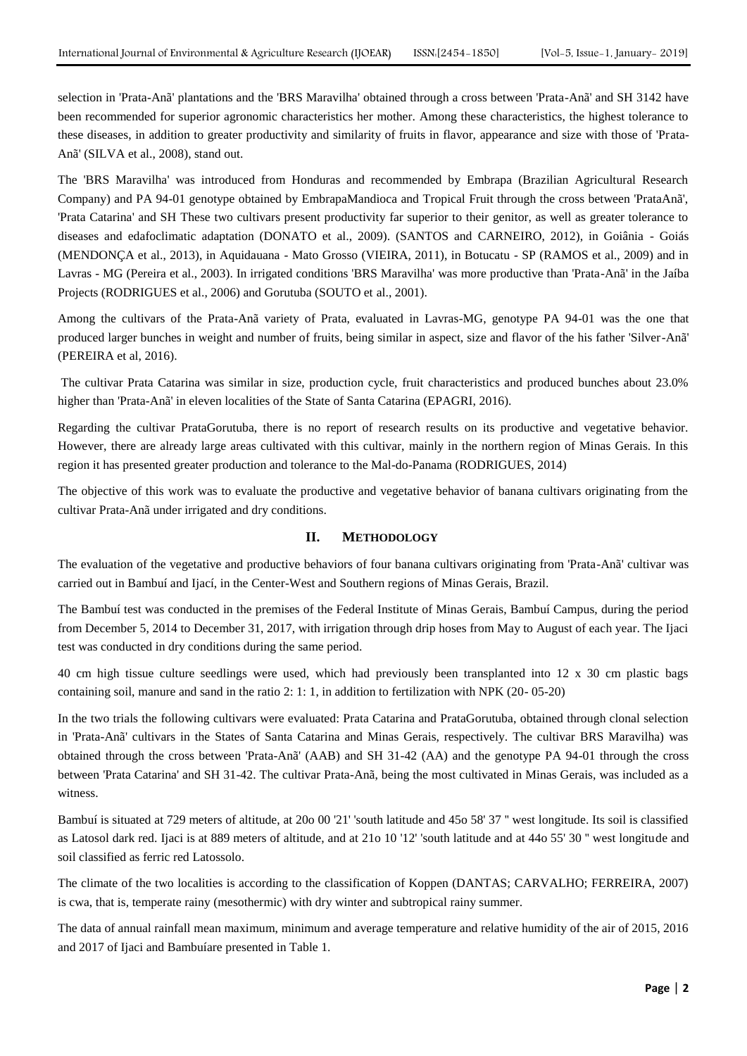selection in 'Prata-Anã' plantations and the 'BRS Maravilha' obtained through a cross between 'Prata-Anã' and SH 3142 have been recommended for superior agronomic characteristics her mother. Among these characteristics, the highest tolerance to these diseases, in addition to greater productivity and similarity of fruits in flavor, appearance and size with those of 'Prata-Anã' (SILVA et al., 2008), stand out.

The 'BRS Maravilha' was introduced from Honduras and recommended by Embrapa (Brazilian Agricultural Research Company) and PA 94-01 genotype obtained by EmbrapaMandioca and Tropical Fruit through the cross between 'PrataAnã', 'Prata Catarina' and SH These two cultivars present productivity far superior to their genitor, as well as greater tolerance to diseases and edafoclimatic adaptation (DONATO et al., 2009). (SANTOS and CARNEIRO, 2012), in Goiânia - Goiás (MENDONÇA et al., 2013), in Aquidauana - Mato Grosso (VIEIRA, 2011), in Botucatu - SP (RAMOS et al., 2009) and in Lavras - MG (Pereira et al., 2003). In irrigated conditions 'BRS Maravilha' was more productive than 'Prata-Anã' in the Jaíba Projects (RODRIGUES et al., 2006) and Gorutuba (SOUTO et al., 2001).

Among the cultivars of the Prata-Anã variety of Prata, evaluated in Lavras-MG, genotype PA 94-01 was the one that produced larger bunches in weight and number of fruits, being similar in aspect, size and flavor of the his father 'Silver-Anã' (PEREIRA et al, 2016).

The cultivar Prata Catarina was similar in size, production cycle, fruit characteristics and produced bunches about 23.0% higher than 'Prata-Anã' in eleven localities of the State of Santa Catarina (EPAGRI, 2016).

Regarding the cultivar PrataGorutuba, there is no report of research results on its productive and vegetative behavior. However, there are already large areas cultivated with this cultivar, mainly in the northern region of Minas Gerais. In this region it has presented greater production and tolerance to the Mal-do-Panama (RODRIGUES, 2014)

The objective of this work was to evaluate the productive and vegetative behavior of banana cultivars originating from the cultivar Prata-Anã under irrigated and dry conditions.

## II. METHODOLOGY

The evaluation of the vegetative and productive behaviors of four banana cultivars originating from 'Prata-Anã' cultivar was carried out in Bambuí and Ijací, in the Center-West and Southern regions of Minas Gerais, Brazil.

The Bambuí test was conducted in the premises of the Federal Institute of Minas Gerais, Bambuí Campus, during the period from December 5, 2014 to December 31, 2017, with irrigation through drip hoses from May to August of each year. The Ijaci test was conducted in dry conditions during the same period.

40 cm high tissue culture seedlings were used, which had previously been transplanted into 12 x 30 cm plastic bags containing soil, manure and sand in the ratio 2: 1: 1, in addition to fertilization with NPK (20- 05-20)

In the two trials the following cultivars were evaluated: Prata Catarina and PrataGorutuba, obtained through clonal selection in 'Prata-Anã' cultivars in the States of Santa Catarina and Minas Gerais, respectively. The cultivar BRS Maravilha) was obtained through the cross between 'Prata-Anã' (AAB) and SH 31-42 (AA) and the genotype PA 94-01 through the cross between 'Prata Catarina' and SH 31-42. The cultivar Prata-Anã, being the most cultivated in Minas Gerais, was included as a witness.

Bambuí is situated at 729 meters of altitude, at 20o 00 '21' 'south latitude and 45o 58' 37 " west longitude. Its soil is classified as Latosol dark red. Ijaci is at 889 meters of altitude, and at 21o 10 '12' 'south latitude and at 44o 55' 30 " west longitude and soil classified as ferric red Latossolo.

The climate of the two localities is according to the classification of Koppen (DANTAS; CARVALHO; FERREIRA, 2007) is cwa, that is, temperate rainy (mesothermic) with dry winter and subtropical rainy summer.

The data of annual rainfall mean maximum, minimum and average temperature and relative humidity of the air of 2015, 2016 and 2017 of Ijaci and Bambuíare presented in Table 1.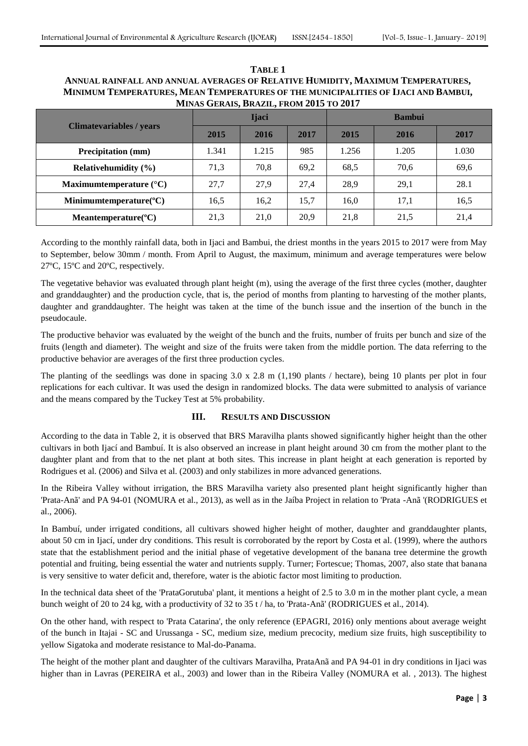**TABLE 1**
**ANNUAL RAINFALL AND ANNUAL AVERAGES OF RELATIVE HUMIDITY, MAXIMUM TEMPERATURES, MINIMUM TEMPERATURES, MEAN TEMPERATURES OF THE MUNICIPALITIES OF IJACI AND BAMBUI, MINAS GERAIS, BRAZIL, FROM 2015 TO 2017**

| Climatevariables / years | Ijaci | | | Bambui | | |
|---|---|---|---|---|---|---|
| | 2015 | 2016 | 2017 | 2015 | 2016 | 2017 |
| **Precipitation (mm)** | 1.341 | 1.215 | 985 | 1.256 | 1.205 | 1.030 |
| **Relativehumidity (%)** | 71,3 | 70,8 | 69,2 | 68,5 | 70,6 | 69,6 |
| **Maximumtemperature (°C)** | 27,7 | 27,9 | 27,4 | 28,9 | 29,1 | 28.1 |
| **Minimumtemperature(ºC)** | 16,5 | 16,2 | 15,7 | 16,0 | 17,1 | 16,5 |
| **Meantemperature(ºC)** | 21,3 | 21,0 | 20,9 | 21,8 | 21,5 | 21,4 |

According to the monthly rainfall data, both in Ijaci and Bambui, the driest months in the years 2015 to 2017 were from May to September, below 30mm / month. From April to August, the maximum, minimum and average temperatures were below 27ºC, 15ºC and 20ºC, respectively.

The vegetative behavior was evaluated through plant height (m), using the average of the first three cycles (mother, daughter and granddaughter) and the production cycle, that is, the period of months from planting to harvesting of the mother plants, daughter and granddaughter. The height was taken at the time of the bunch issue and the insertion of the bunch in the pseudocaule.

The productive behavior was evaluated by the weight of the bunch and the fruits, number of fruits per bunch and size of the fruits (length and diameter). The weight and size of the fruits were taken from the middle portion. The data referring to the productive behavior are averages of the first three production cycles.

The planting of the seedlings was done in spacing 3.0 x 2.8 m (1,190 plants / hectare), being 10 plants per plot in four replications for each cultivar. It was used the design in randomized blocks. The data were submitted to analysis of variance and the means compared by the Tuckey Test at 5% probability.

## III. RESULTS AND DISCUSSION

According to the data in Table 2, it is observed that BRS Maravilha plants showed significantly higher height than the other cultivars in both Ijací and Bambuí. It is also observed an increase in plant height around 30 cm from the mother plant to the daughter plant and from that to the net plant at both sites. This increase in plant height at each generation is reported by Rodrigues et al. (2006) and Silva et al. (2003) and only stabilizes in more advanced generations.

In the Ribeira Valley without irrigation, the BRS Maravilha variety also presented plant height significantly higher than 'Prata-Anã' and PA 94-01 (NOMURA et al., 2013), as well as in the Jaíba Project in relation to 'Prata -Anã '(RODRIGUES et al., 2006).

In Bambuí, under irrigated conditions, all cultivars showed higher height of mother, daughter and granddaughter plants, about 50 cm in Ijací, under dry conditions. This result is corroborated by the report by Costa et al. (1999), where the authors state that the establishment period and the initial phase of vegetative development of the banana tree determine the growth potential and fruiting, being essential the water and nutrients supply. Turner; Fortescue; Thomas, 2007, also state that banana is very sensitive to water deficit and, therefore, water is the abiotic factor most limiting to production.

In the technical data sheet of the 'PrataGorutuba' plant, it mentions a height of 2.5 to 3.0 m in the mother plant cycle, a mean bunch weight of 20 to 24 kg, with a productivity of 32 to 35 t / ha, to 'Prata-Anã' (RODRIGUES et al., 2014).

On the other hand, with respect to 'Prata Catarina', the only reference (EPAGRI, 2016) only mentions about average weight of the bunch in Itajai - SC and Urussanga - SC, medium size, medium precocity, medium size fruits, high susceptibility to yellow Sigatoka and moderate resistance to Mal-do-Panama.

The height of the mother plant and daughter of the cultivars Maravilha, PrataAnã and PA 94-01 in dry conditions in Ijaci was higher than in Lavras (PEREIRA et al., 2003) and lower than in the Ribeira Valley (NOMURA et al. , 2013). The highest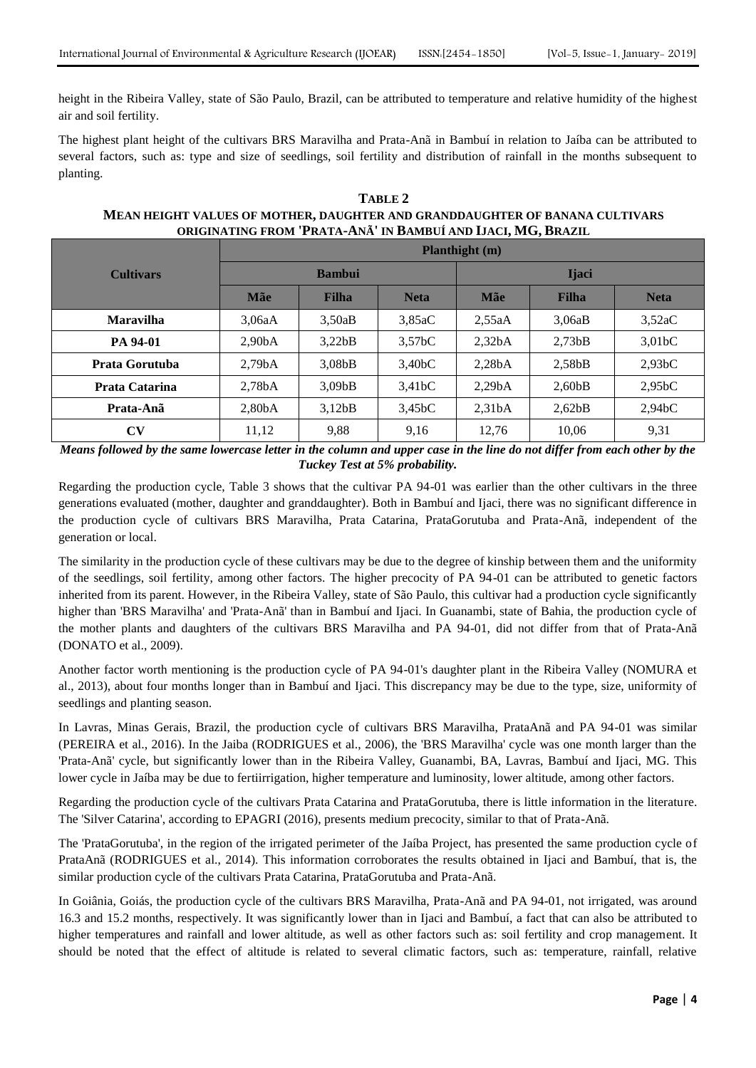height in the Ribeira Valley, state of São Paulo, Brazil, can be attributed to temperature and relative humidity of the highest air and soil fertility.

The highest plant height of the cultivars BRS Maravilha and Prata-Anã in Bambuí in relation to Jaíba can be attributed to several factors, such as: type and size of seedlings, soil fertility and distribution of rainfall in the months subsequent to planting.

**TABLE 2**
**MEAN HEIGHT VALUES OF MOTHER, DAUGHTER AND GRANDDAUGHTER OF BANANA CULTIVARS ORIGINATING FROM 'PRATA-ANÃ' IN BAMBUÍ AND IJACI, MG, BRAZIL**

| Cultivars | Planthight (m) | | | | | |
|---|---|---|---|---|---|---|
| | Bambui | | | Ijaci | | |
| | Mãe | Filha | Neta | Mãe | Filha | Neta |
| **Maravilha** | 3,06aA | 3,50aB | 3,85aC | 2,55aA | 3,06aB | 3,52aC |
| **PA 94-01** | 2,90bA | 3,22bB | 3,57bC | 2,32bA | 2,73bB | 3,01bC |
| **Prata Gorutuba** | 2,79bA | 3,08bB | 3,40bC | 2,28bA | 2,58bB | 2,93bC |
| **Prata Catarina** | 2,78bA | 3,09bB | 3,41bC | 2,29bA | 2,60bB | 2,95bC |
| **Prata-Anã** | 2,80bA | 3,12bB | 3,45bC | 2,31bA | 2,62bB | 2,94bC |
| **CV** | 11,12 | 9,88 | 9,16 | 12,76 | 10,06 | 9,31 |

***Means followed by the same lowercase letter in the column and upper case in the line do not differ from each other by the Tuckey Test at 5% probability.***

Regarding the production cycle, Table 3 shows that the cultivar PA 94-01 was earlier than the other cultivars in the three generations evaluated (mother, daughter and granddaughter). Both in Bambuí and Ijaci, there was no significant difference in the production cycle of cultivars BRS Maravilha, Prata Catarina, PrataGorutuba and Prata-Anã, independent of the generation or local.

The similarity in the production cycle of these cultivars may be due to the degree of kinship between them and the uniformity of the seedlings, soil fertility, among other factors. The higher precocity of PA 94-01 can be attributed to genetic factors inherited from its parent. However, in the Ribeira Valley, state of São Paulo, this cultivar had a production cycle significantly higher than 'BRS Maravilha' and 'Prata-Anã' than in Bambuí and Ijaci. In Guanambi, state of Bahia, the production cycle of the mother plants and daughters of the cultivars BRS Maravilha and PA 94-01, did not differ from that of Prata-Anã (DONATO et al., 2009).

Another factor worth mentioning is the production cycle of PA 94-01's daughter plant in the Ribeira Valley (NOMURA et al., 2013), about four months longer than in Bambuí and Ijaci. This discrepancy may be due to the type, size, uniformity of seedlings and planting season.

In Lavras, Minas Gerais, Brazil, the production cycle of cultivars BRS Maravilha, PrataAnã and PA 94-01 was similar (PEREIRA et al., 2016). In the Jaiba (RODRIGUES et al., 2006), the 'BRS Maravilha' cycle was one month larger than the 'Prata-Anã' cycle, but significantly lower than in the Ribeira Valley, Guanambi, BA, Lavras, Bambuí and Ijaci, MG. This lower cycle in Jaíba may be due to fertiirrigation, higher temperature and luminosity, lower altitude, among other factors.

Regarding the production cycle of the cultivars Prata Catarina and PrataGorutuba, there is little information in the literature. The 'Silver Catarina', according to EPAGRI (2016), presents medium precocity, similar to that of Prata-Anã.

The 'PrataGorutuba', in the region of the irrigated perimeter of the Jaíba Project, has presented the same production cycle of PrataAnã (RODRIGUES et al., 2014). This information corroborates the results obtained in Ijaci and Bambuí, that is, the similar production cycle of the cultivars Prata Catarina, PrataGorutuba and Prata-Anã.

In Goiânia, Goiás, the production cycle of the cultivars BRS Maravilha, Prata-Anã and PA 94-01, not irrigated, was around 16.3 and 15.2 months, respectively. It was significantly lower than in Ijaci and Bambuí, a fact that can also be attributed to higher temperatures and rainfall and lower altitude, as well as other factors such as: soil fertility and crop management. It should be noted that the effect of altitude is related to several climatic factors, such as: temperature, rainfall, relative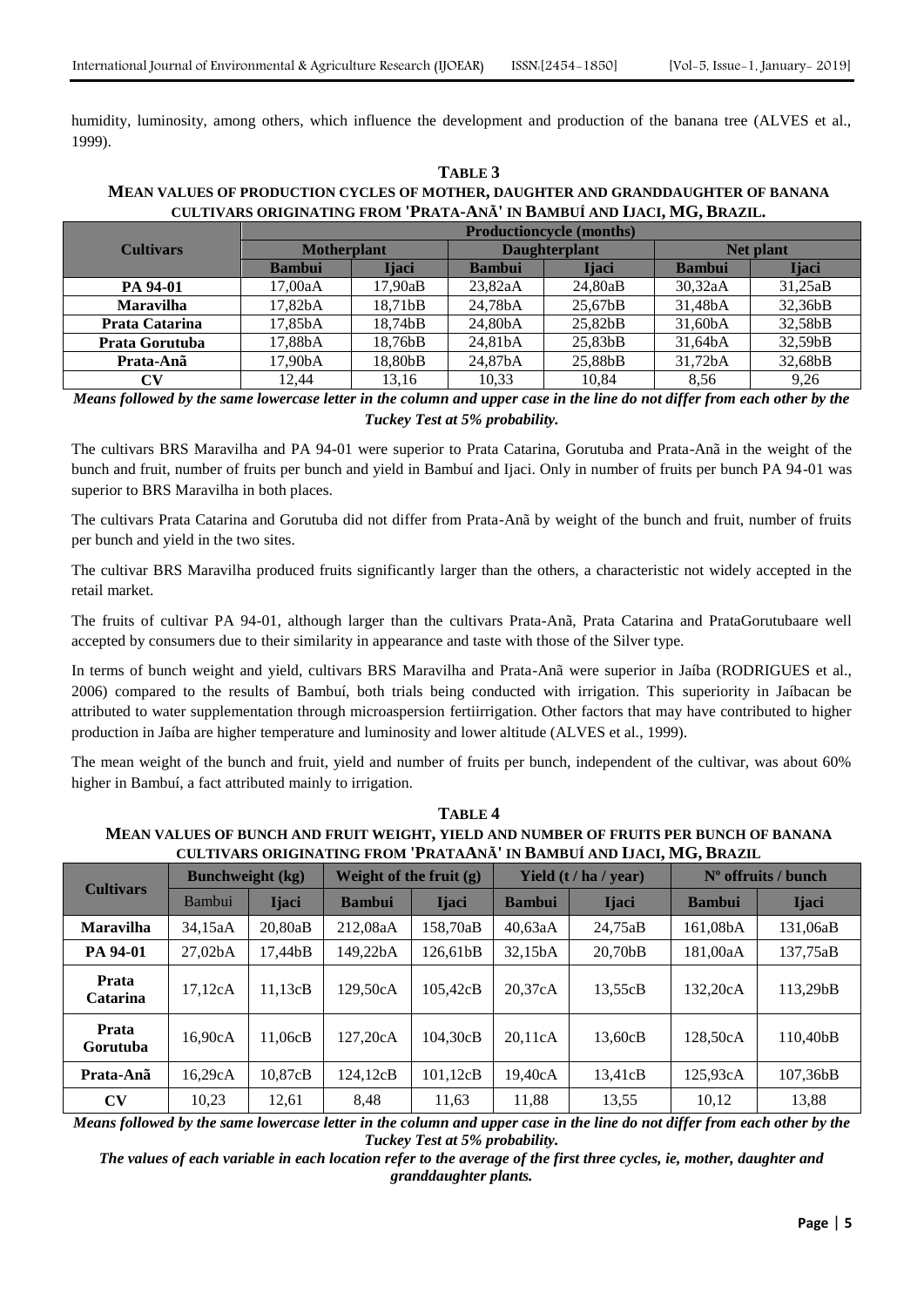humidity, luminosity, among others, which influence the development and production of the banana tree (ALVES et al., 1999).

**TABLE 3**
**MEAN VALUES OF PRODUCTION CYCLES OF MOTHER, DAUGHTER AND GRANDDAUGHTER OF BANANA CULTIVARS ORIGINATING FROM 'PRATA-ANÃ' IN BAMBUÍ AND IJACI, MG, BRAZIL.**

| Cultivars | Productioncycle (months) | | | | | |
|---|---|---|---|---|---|---|
| | Motherplant | | Daughterplant | | Net plant | |
| | Bambui | Ijaci | Bambui | Ijaci | Bambui | Ijaci |
| PA 94-01 | 17,00aA | 17,90aB | 23,82aA | 24,80aB | 30,32aA | 31,25aB |
| Maravilha | 17,82bA | 18,71bB | 24,78bA | 25,67bB | 31,48bA | 32,36bB |
| Prata Catarina | 17,85bA | 18,74bB | 24,80bA | 25,82bB | 31,60bA | 32,58bB |
| Prata Gorutuba | 17,88bA | 18,76bB | 24,81bA | 25,83bB | 31,64bA | 32,59bB |
| Prata-Anã | 17,90bA | 18,80bB | 24,87bA | 25,88bB | 31,72bA | 32,68bB |
| CV | 12,44 | 13,16 | 10,33 | 10,84 | 8,56 | 9,26 |

***Means followed by the same lowercase letter in the column and upper case in the line do not differ from each other by the Tuckey Test at 5% probability.***

The cultivars BRS Maravilha and PA 94-01 were superior to Prata Catarina, Gorutuba and Prata-Anã in the weight of the bunch and fruit, number of fruits per bunch and yield in Bambuí and Ijaci. Only in number of fruits per bunch PA 94-01 was superior to BRS Maravilha in both places.

The cultivars Prata Catarina and Gorutuba did not differ from Prata-Anã by weight of the bunch and fruit, number of fruits per bunch and yield in the two sites.

The cultivar BRS Maravilha produced fruits significantly larger than the others, a characteristic not widely accepted in the retail market.

The fruits of cultivar PA 94-01, although larger than the cultivars Prata-Anã, Prata Catarina and PrataGorutubaare well accepted by consumers due to their similarity in appearance and taste with those of the Silver type.

In terms of bunch weight and yield, cultivars BRS Maravilha and Prata-Anã were superior in Jaíba (RODRIGUES et al., 2006) compared to the results of Bambuí, both trials being conducted with irrigation. This superiority in Jaíbacan be attributed to water supplementation through microaspersion fertiirrigation. Other factors that may have contributed to higher production in Jaíba are higher temperature and luminosity and lower altitude (ALVES et al., 1999).

The mean weight of the bunch and fruit, yield and number of fruits per bunch, independent of the cultivar, was about 60% higher in Bambuí, a fact attributed mainly to irrigation.

**TABLE 4**
**MEAN VALUES OF BUNCH AND FRUIT WEIGHT, YIELD AND NUMBER OF FRUITS PER BUNCH OF BANANA CULTIVARS ORIGINATING FROM 'PRATAANÃ' IN BAMBUÍ AND IJACI, MG, BRAZIL**

| Cultivars | Bunchweight (kg) | | Weight of the fruit (g) | | Yield (t / ha / year) | | Nº offruits / bunch | |
|---|---|---|---|---|---|---|---|---|
| | Bambui | Ijaci | Bambui | Ijaci | Bambui | Ijaci | Bambui | Ijaci |
| Maravilha | 34,15aA | 20,80aB | 212,08aA | 158,70aB | 40,63aA | 24,75aB | 161,08bA | 131,06aB |
| PA 94-01 | 27,02bA | 17,44bB | 149,22bA | 126,61bB | 32,15bA | 20,70bB | 181,00aA | 137,75aB |
| Prata Catarina | 17,12cA | 11,13cB | 129,50cA | 105,42cB | 20,37cA | 13,55cB | 132,20cA | 113,29bB |
| Prata Gorutuba | 16,90cA | 11,06cB | 127,20cA | 104,30cB | 20,11cA | 13,60cB | 128,50cA | 110,40bB |
| Prata-Anã | 16,29cA | 10,87cB | 124,12cB | 101,12cB | 19,40cA | 13,41cB | 125,93cA | 107,36bB |
| CV | 10,23 | 12,61 | 8,48 | 11,63 | 11,88 | 13,55 | 10,12 | 13,88 |

***Means followed by the same lowercase letter in the column and upper case in the line do not differ from each other by the Tuckey Test at 5% probability.***

***The values of each variable in each location refer to the average of the first three cycles, ie, mother, daughter and granddaughter plants.***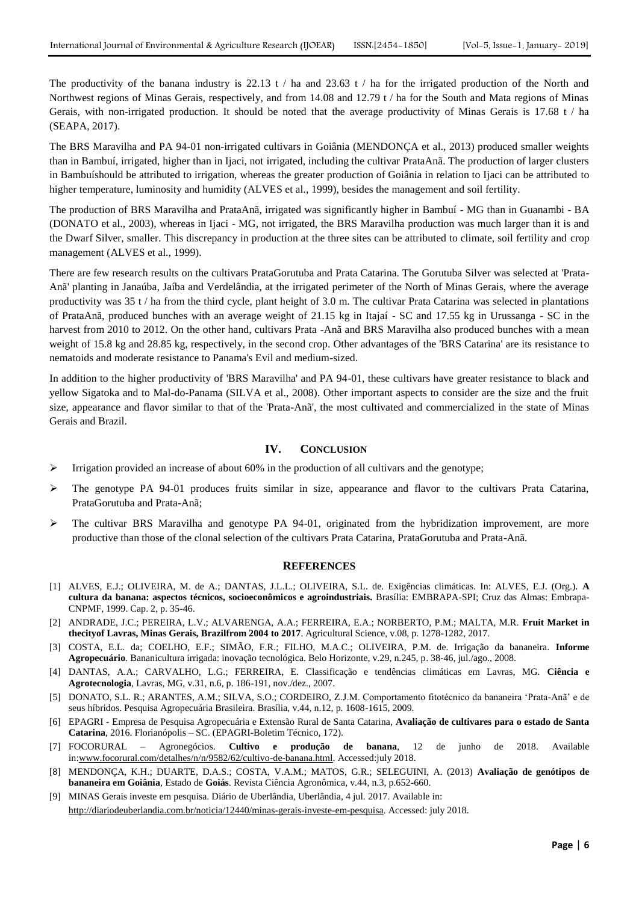The productivity of the banana industry is 22.13 t / ha and 23.63 t / ha for the irrigated production of the North and Northwest regions of Minas Gerais, respectively, and from 14.08 and 12.79 t / ha for the South and Mata regions of Minas Gerais, with non-irrigated production. It should be noted that the average productivity of Minas Gerais is 17.68 t / ha (SEAPA, 2017).

The BRS Maravilha and PA 94-01 non-irrigated cultivars in Goiânia (MENDONÇA et al., 2013) produced smaller weights than in Bambuí, irrigated, higher than in Ijaci, not irrigated, including the cultivar PrataAnã. The production of larger clusters in Bambuíshould be attributed to irrigation, whereas the greater production of Goiânia in relation to Ijaci can be attributed to higher temperature, luminosity and humidity (ALVES et al., 1999), besides the management and soil fertility.

The production of BRS Maravilha and PrataAnã, irrigated was significantly higher in Bambuí - MG than in Guanambi - BA (DONATO et al., 2003), whereas in Ijaci - MG, not irrigated, the BRS Maravilha production was much larger than it is and the Dwarf Silver, smaller. This discrepancy in production at the three sites can be attributed to climate, soil fertility and crop management (ALVES et al., 1999).

There are few research results on the cultivars PrataGorutuba and Prata Catarina. The Gorutuba Silver was selected at 'Prata-Anã' planting in Janaúba, Jaíba and Verdelândia, at the irrigated perimeter of the North of Minas Gerais, where the average productivity was 35 t / ha from the third cycle, plant height of 3.0 m. The cultivar Prata Catarina was selected in plantations of PrataAnã, produced bunches with an average weight of 21.15 kg in Itajaí - SC and 17.55 kg in Urussanga - SC in the harvest from 2010 to 2012. On the other hand, cultivars Prata -Anã and BRS Maravilha also produced bunches with a mean weight of 15.8 kg and 28.85 kg, respectively, in the second crop. Other advantages of the 'BRS Catarina' are its resistance to nematoids and moderate resistance to Panama's Evil and medium-sized.

In addition to the higher productivity of 'BRS Maravilha' and PA 94-01, these cultivars have greater resistance to black and yellow Sigatoka and to Mal-do-Panama (SILVA et al., 2008). Other important aspects to consider are the size and the fruit size, appearance and flavor similar to that of the 'Prata-Anã', the most cultivated and commercialized in the state of Minas Gerais and Brazil.

## IV. CONCLUSION

- Irrigation provided an increase of about 60% in the production of all cultivars and the genotype;
- The genotype PA 94-01 produces fruits similar in size, appearance and flavor to the cultivars Prata Catarina, PrataGorutuba and Prata-Anã;
- The cultivar BRS Maravilha and genotype PA 94-01, originated from the hybridization improvement, are more productive than those of the clonal selection of the cultivars Prata Catarina, PrataGorutuba and Prata-Anã.

## REFERENCES

[1] ALVES, E.J.; OLIVEIRA, M. de A.; DANTAS, J.L.L.; OLIVEIRA, S.L. de. Exigências climáticas. In: ALVES, E.J. (Org.). **A cultura da banana: aspectos técnicos, socioeconômicos e agroindustriais.** Brasília: EMBRAPA-SPI; Cruz das Almas: Embrapa-CNPMF, 1999. Cap. 2, p. 35-46.

[2] ANDRADE, J.C.; PEREIRA, L.V.; ALVARENGA, A.A.; FERREIRA, E.A.; NORBERTO, P.M.; MALTA, M.R. **Fruit Market in thecityof Lavras, Minas Gerais, Brazilfrom 2004 to 2017**. Agricultural Science, v.08, p. 1278-1282, 2017.

[3] COSTA, E.L. da; COELHO, E.F.; SIMÃO, F.R.; FILHO, M.A.C.; OLIVEIRA, P.M. de. Irrigação da bananeira. **Informe Agropecuário**. Bananicultura irrigada: inovação tecnológica. Belo Horizonte, v.29, n.245, p. 38-46, jul./ago., 2008.

[4] DANTAS, A.A.; CARVALHO, L.G.; FERREIRA, E. Classificação e tendências climáticas em Lavras, MG. **Ciência e Agrotecnologia**, Lavras, MG, v.31, n.6, p. 186-191, nov./dez., 2007.

[5] DONATO, S.L. R.; ARANTES, A.M.; SILVA, S.O.; CORDEIRO, Z.J.M. Comportamento fitotécnico da bananeira 'Prata-Anã' e de seus híbridos. Pesquisa Agropecuária Brasileira. Brasília, v.44, n.12, p. 1608-1615, 2009.

[6] EPAGRI - Empresa de Pesquisa Agropecuária e Extensão Rural de Santa Catarina, **Avaliação de cultivares para o estado de Santa Catarina**, 2016. Florianópolis – SC. (EPAGRI-Boletim Técnico, 172).

[7] FOCORURAL – Agronegócios. **Cultivo e produção de banana**, 12 de junho de 2018. Available in:www.focorural.com/detalhes/n/n/9582/62/cultivo-de-banana.html. Accessed:july 2018.

[8] MENDONÇA, K.H.; DUARTE, D.A.S.; COSTA, V.A.M.; MATOS, G.R.; SELEGUINI, A. (2013) **Avaliação de genótipos de bananeira em Goiânia**, Estado de **Goiás**. Revista Ciência Agronômica, v.44, n.3, p.652-660.

[9] MINAS Gerais investe em pesquisa. Diário de Uberlândia, Uberlândia, 4 jul. 2017. Available in: http://diariodeuberlandia.com.br/noticia/12440/minas-gerais-investe-em-pesquisa. Accessed: july 2018.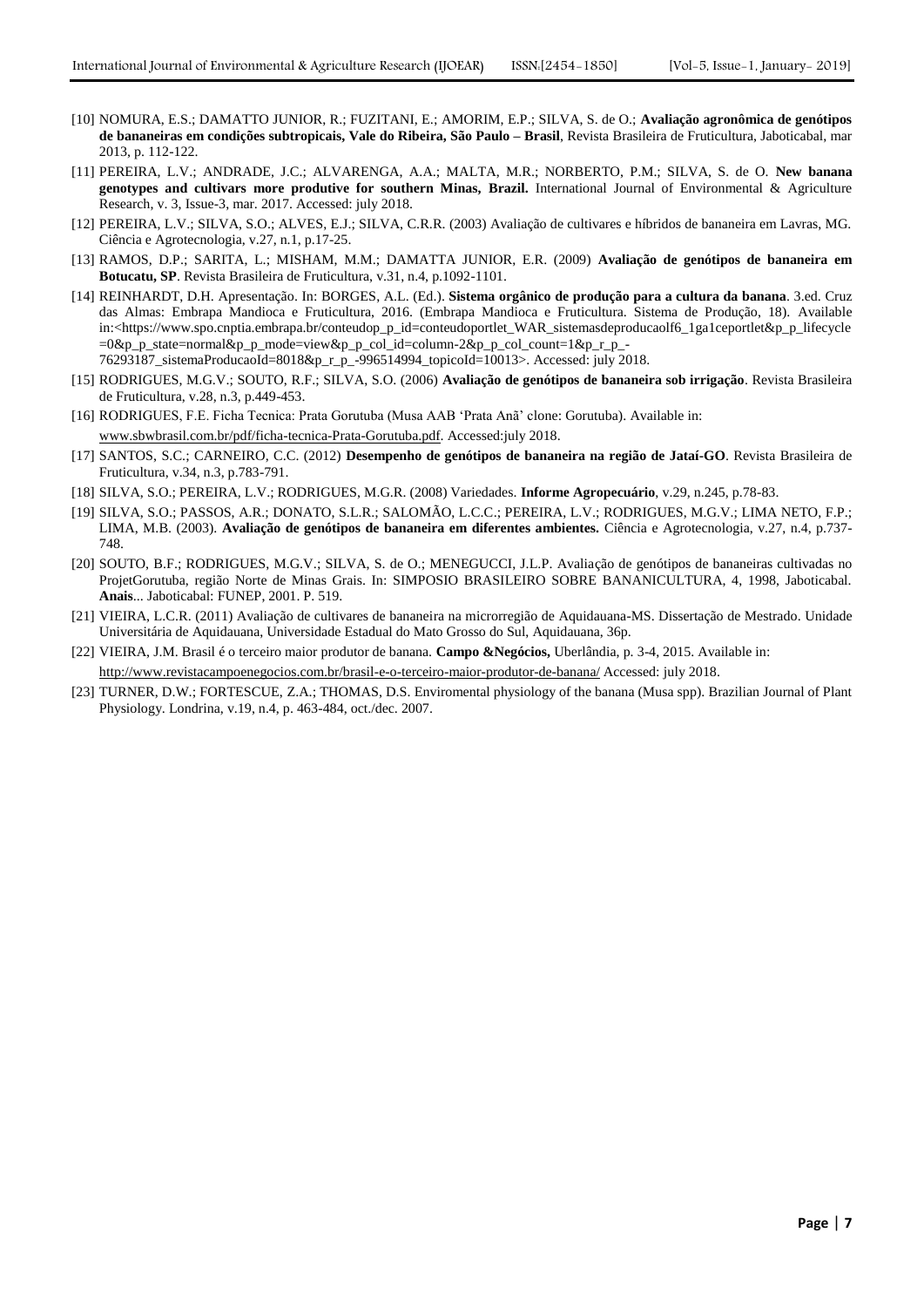[10] NOMURA, E.S.; DAMATTO JUNIOR, R.; FUZITANI, E.; AMORIM, E.P.; SILVA, S. de O.; **Avaliação agronômica de genótipos de bananeiras em condições subtropicais, Vale do Ribeira, São Paulo – Brasil**, Revista Brasileira de Fruticultura, Jaboticabal, mar 2013, p. 112-122.

[11] PEREIRA, L.V.; ANDRADE, J.C.; ALVARENGA, A.A.; MALTA, M.R.; NORBERTO, P.M.; SILVA, S. de O. **New banana genotypes and cultivars more produtive for southern Minas, Brazil.** International Journal of Environmental & Agriculture Research, v. 3, Issue-3, mar. 2017. Accessed: july 2018.

[12] PEREIRA, L.V.; SILVA, S.O.; ALVES, E.J.; SILVA, C.R.R. (2003) Avaliação de cultivares e híbridos de bananeira em Lavras, MG. Ciência e Agrotecnologia, v.27, n.1, p.17-25.

[13] RAMOS, D.P.; SARITA, L.; MISHAM, M.M.; DAMATTA JUNIOR, E.R. (2009) **Avaliação de genótipos de bananeira em Botucatu, SP**. Revista Brasileira de Fruticultura, v.31, n.4, p.1092-1101.

[14] REINHARDT, D.H. Apresentação. In: BORGES, A.L. (Ed.). **Sistema orgânico de produção para a cultura da banana**. 3.ed. Cruz das Almas: Embrapa Mandioca e Fruticultura, 2016. (Embrapa Mandioca e Fruticultura. Sistema de Produção, 18). Available in:<https://www.spo.cnptia.embrapa.br/conteudop_p_id=conteudoportlet_WAR_sistemasdeproducaolf6_1ga1ceportlet&p_p_lifecycle=0&p_p_state=normal&p_p_mode=view&p_p_col_id=column-2&p_p_col_count=1&p_r_p_-76293187_sistemaProducaoId=8018&p_r_p_-996514994_topicoId=10013>. Accessed: july 2018.

[15] RODRIGUES, M.G.V.; SOUTO, R.F.; SILVA, S.O. (2006) **Avaliação de genótipos de bananeira sob irrigação**. Revista Brasileira de Fruticultura, v.28, n.3, p.449-453.

[16] RODRIGUES, F.E. Ficha Tecnica: Prata Gorutuba (Musa AAB 'Prata Anã' clone: Gorutuba). Available in: www.sbwbrasil.com.br/pdf/ficha-tecnica-Prata-Gorutuba.pdf. Accessed:july 2018.

[17] SANTOS, S.C.; CARNEIRO, C.C. (2012) **Desempenho de genótipos de bananeira na região de Jataí-GO**. Revista Brasileira de Fruticultura, v.34, n.3, p.783-791.

[18] SILVA, S.O.; PEREIRA, L.V.; RODRIGUES, M.G.R. (2008) Variedades. **Informe Agropecuário**, v.29, n.245, p.78-83.

[19] SILVA, S.O.; PASSOS, A.R.; DONATO, S.L.R.; SALOMÃO, L.C.C.; PEREIRA, L.V.; RODRIGUES, M.G.V.; LIMA NETO, F.P.; LIMA, M.B. (2003). **Avaliação de genótipos de bananeira em diferentes ambientes.** Ciência e Agrotecnologia, v.27, n.4, p.737-748.

[20] SOUTO, B.F.; RODRIGUES, M.G.V.; SILVA, S. de O.; MENEGUCCI, J.L.P. Avaliação de genótipos de bananeiras cultivadas no ProjetGorutuba, região Norte de Minas Grais. In: SIMPOSIO BRASILEIRO SOBRE BANANICULTURA, 4, 1998, Jaboticabal. **Anais**... Jaboticabal: FUNEP, 2001. P. 519.

[21] VIEIRA, L.C.R. (2011) Avaliação de cultivares de bananeira na microrregião de Aquidauana-MS. Dissertação de Mestrado. Unidade Universitária de Aquidauana, Universidade Estadual do Mato Grosso do Sul, Aquidauana, 36p.

[22] VIEIRA, J.M. Brasil é o terceiro maior produtor de banana. **Campo &Negócios,** Uberlândia, p. 3-4, 2015. Available in: http://www.revistacampoenegocios.com.br/brasil-e-o-terceiro-maior-produtor-de-banana/ Accessed: july 2018.

[23] TURNER, D.W.; FORTESCUE, Z.A.; THOMAS, D.S. Enviromental physiology of the banana (Musa spp). Brazilian Journal of Plant Physiology. Londrina, v.19, n.4, p. 463-484, oct./dec. 2007.